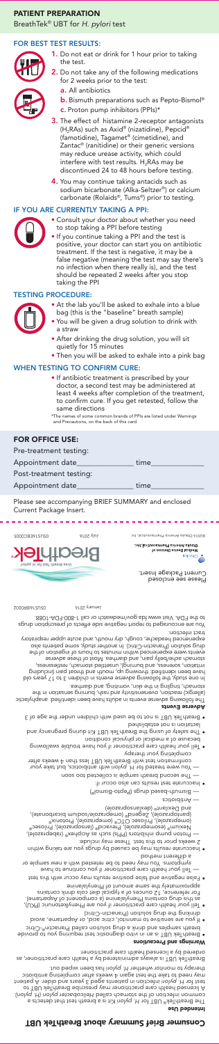# PATIENT PREPARATION

BreathTek® UBT for *H. pylori* test

## FOR BEST TEST RESULTS:

1. Do not eat or drink for 1 hour prior to taking the test.
2. Do not take any of the following medications for 2 weeks prior to the test:
   - **a.** All antibiotics
   - **b.** Bismuth preparations such as Pepto-Bismol®
   - **c.** Proton pump inhibitors (PPIs)*
3. The effect of histamine 2-receptor antagonists ($H_2RAs$) such as Axid® (nizatidine), Pepcid® (famotidine), Tagamet® (cimetidine), and Zantac® (ranitidine) or their generic versions may reduce urease activity, which could interfere with test results. $H_2RAs$ may be discontinued 24 to 48 hours before testing.
4. You may continue taking antacids such as sodium bicarbonate (Alka-Seltzer®) or calcium carbonate (Rolaids®, Tums®) prior to testing.

## IF YOU ARE CURRENTLY TAKING A PPI:

- Consult your doctor about whether you need to stop taking a PPI before testing
- If you continue taking a PPI and the test is positive, your doctor can start you on antibiotic treatment. If the test is negative, it may be a false negative (meaning the test may say there's no infection when there really is), and the test should be repeated 2 weeks after you stop taking the PPI

## TESTING PROCEDURE:

- At the lab you'll be asked to exhale into a blue bag (this is the "baseline" breath sample)
- You will be given a drug solution to drink with a straw
- After drinking the drug solution, you will sit quietly for 15 minutes
- Then you will be asked to exhale into a pink bag

## WHEN TESTING TO CONFIRM CURE:

- If antibiotic treatment is prescribed by your doctor, a second test may be administered at least 4 weeks after completion of the treatment, to confirm cure. If you get retested, follow the same directions

\*The names of some common brands of PPIs are listed under Warnings and Precautions, on the back of this card.

## FOR OFFICE USE:

Pre-treatment testing:

Appointment date\_\_\_\_\_\_\_\_\_\_\_\_\_\_\_ time\_\_\_\_\_\_\_\_\_\_\_\_\_\_\_

Post-treatment testing:

Appointment date\_\_\_\_\_\_\_\_\_\_\_\_\_\_\_ time\_\_\_\_\_\_\_\_\_\_\_\_\_\_\_

Please see accompanying BRIEF SUMMARY and enclosed Current Package Insert.

# Consumer Brief Summary about BreathTek UBT

## Intended Use

The BreathTek UBT for *H. pylori* Kit is a breath test that detects a common infection of the stomach called *Helicobacter pylori* (*H. pylori*). A licensed health care practitioner may prescribe BreathTek UBT to test for *H. pylori* infection in patients aged 3 years and older. A patient may need to take the test again 4 weeks after completing antibiotic therapy to monitor whether *H. pylori* has been wiped out.

BreathTek UBT is always administered by a health care practitioner, as ordered by a licensed health care practitioner.

## Warnings and Precautions

- BreathTek UBT is an in vitro diagnostic test requiring you to provide breath samples and drink a drug solution called Pranactin®-Citric
- If you are sensitive to mannitol, citric acid, or Aspartame, avoid drinking the drug solution (Pranactin–Citric)
- Tell your health care practitioner if you are Phenylketonuric (PKU), as this drug contains Phenylalanine (a component of Aspartame). For reference, 12 ounces of a typical diet cola drink contains approximately the same amount of Phenylalanine
- False negative and false positive results may occur with this test
  - Tell your health care practitioner if you continue to have symptoms. You may need to be retested with a new sample or a different method
- Inaccurate results may be caused by drugs you are taking within 2 weeks prior to this test. These may include:
  - Proton pump inhibitors (PPIs) such as Aciphex® (rabeprazole), Nexium® (esomeprazole), Prevacid® (lansoprazole), Prilosec® (omeprazole), Prilosec OTC® (omeprazole), Protonix® (pantoprazole), Zegerid® (omeprazole/sodium bicarbonate), and Dexilant® (dexlansoprazole)
  - Antibiotics
  - Bismuth-based drugs (Pepto-Bismol®)
- Inaccurate test results can also occur if:
  - The second breath sample is collected too soon
  - You were treated for *H. pylori* with antibiotics, but take your confirmation test with BreathTek UBT less than 4 weeks after completing your therapy
- Tell your health care practitioner if you have trouble swallowing because of a medical or physical condition
- The safety of using the BreathTek UBT Kit during pregnancy and lactation is not established
- BreathTek UBT is not to be used with children under the age of 3

## Adverse Events

The following adverse events in adults have been identified: anaphylactic (allergic) reaction, oversensitivity and rash, burning sensation in the stomach, tingling in the skin, vomiting, and diarrhea.

In one study, the following adverse events in children 3 to 17 years old have been identified: throwing up, mouth and throat pain (including irritation, soreness, and burning), unsettled stomach, restlessness, stomach ache/belly pain, and diarrhea. Most of these adverse events were experienced within minutes to hours of ingestion of the drug solution (Pranactin-Citric). In another study, some patients also experienced headache, cough, dry mouth, and acute upper respiratory tract infection.

You are encouraged to report negative side effects of prescription drugs to the FDA. Visit www.fda.gov/medwatch or call 1-800-FDA-1088.

January 2016 05US16BR0002

Please see enclosed Current Package Insert.

Otsuka America Pharmaceutical, Inc. Medical Device Division of

BreathTek — Urea Breath Test for *H. pylori*

©2016 Otsuka America Pharmaceutical, Inc. July 2016 05US16EBC0005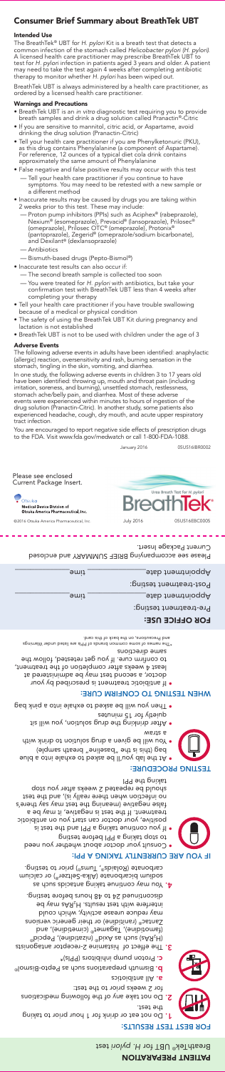# Consumer Brief Summary about BreathTek UBT

## Intended Use

The BreathTek® UBT for *H. pylori* Kit is a breath test that detects a common infection of the stomach called *Helicobacter pylori (H. pylori)*. A licensed health care practitioner may prescribe BreathTek UBT to test for *H. pylori* infection in patients aged 3 years and older. A patient may need to take the test again 4 weeks after completing antibiotic therapy to monitor whether *H. pylori* has been wiped out.

BreathTek UBT is always administered by a health care practitioner, as ordered by a licensed health care practitioner.

## Warnings and Precautions

- BreathTek UBT is an *in vitro* diagnostic test requiring you to provide breath samples and drink a drug solution called Pranactin®-Citric
- If you are sensitive to mannitol, citric acid, or Aspartame, avoid drinking the drug solution (Pranactin-Citric)
- Tell your health care practitioner if you are Phenylketonuric (PKU), as this drug contains Phenylalanine (a component of Aspartame). For reference, 12 ounces of a typical diet cola drink contains approximately the same amount of Phenylalanine
- False negative and false positive results may occur with this test
  - Tell your health care practitioner if you continue to have symptoms. You may need to be retested with a new sample or a different method
- Inaccurate results may be caused by drugs you are taking within 2 weeks prior to this test. These may include:
  - Proton pump inhibitors (PPIs) such as Aciphex® (rabeprazole), Nexium® (esomeprazole), Prevacid® (lansoprazole), Prilosec® (omeprazole), Prilosec OTC® (omeprazole), Protonix® (pantoprazole), Zegerid® (omeprazole/sodium bicarbonate), and Dexilant® (dexlansoprazole)
  - Antibiotics
  - Bismuth-based drugs (Pepto-Bismol®)
- Inaccurate test results can also occur if:
  - The second breath sample is collected too soon
  - You were treated for *H. pylori* with antibiotics, but take your confirmation test with BreathTek UBT less than 4 weeks after completing your therapy
- Tell your health care practitioner if you have trouble swallowing because of a medical or physical condition
- The safety of using the BreathTek UBT Kit during pregnancy and lactation is not established
- BreathTek UBT is not to be used with children under the age of 3

## Adverse Events

The following adverse events in adults have been identified: anaphylactic (allergic) reaction, oversensitivity and rash, burning sensation in the stomach, tingling in the skin, vomiting, and diarrhea.

In one study, the following adverse events in children 3 to 17 years old have been identified: throwing up, mouth and throat pain (including irritation, soreness, and burning), unsettled stomach, restlessness, stomach ache/belly pain, and diarrhea. Most of these adverse events were experienced within minutes to hours of ingestion of the drug solution (Pranactin-Citric). In another study, some patients also experienced headache, cough, dry mouth, and acute upper respiratory tract infection.

You are encouraged to report negative side effects of prescription drugs to the FDA. Visit www.fda.gov/medwatch or call 1-800-FDA-1088.

January 2016 05US16IBR0002

Please see enclosed Current Package Insert.

Otsuka
Medical Device Division of Otsuka America Pharmaceutical, Inc.

Urea Breath Test for *H. pylori*
BreathTek

©2016 Otsuka America Pharmaceutical, Inc. July 2016 05US16EBC0005

# PATIENT PREPARATION

BreathTek® UBT for *H. pylori* test

## FOR BEST TEST RESULTS:

1. Do not eat or drink for 1 hour prior to taking the test.
2. Do not take any of the following medications for 2 weeks prior to the test:
   a. All antibiotics
   b. Bismuth preparations such as Pepto-Bismol®
   c. Proton pump inhibitors (PPIs)*
3. The effect of histamine 2-receptor antagonists ($H_2RAs$) such as Axid® (nizatidine), Pepcid® (famotidine), Tagamet® (cimetidine), and Zantac® (ranitidine) or their generic versions may reduce urease activity, which could interfere with test results. $H_2RAs$ may be discontinued 24 to 48 hours before testing.
4. You may continue taking antacids such as sodium bicarbonate (Alka-Seltzer®) or calcium carbonate (Rolaids®, Tums®) prior to testing.

## IF YOU ARE CURRENTLY TAKING A PPI:

- Consult your doctor about whether you need to stop taking a PPI before testing
- If you continue taking a PPI and the test is positive, your doctor can start you on antibiotic treatment. If the test is negative, it may be a false negative (meaning the test may say there's no infection when there really is), and the test should be repeated 2 weeks after you stop taking the PPI

## TESTING PROCEDURE:

- At the lab you'll be asked to exhale into a blue bag (this is the "baseline" breath sample)
- You will be given a drug solution to drink with a straw
- After drinking the drug solution, you will sit quietly for 15 minutes
- Then you will be asked to exhale into a pink bag

## WHEN TESTING TO CONFIRM CURE:

- If antibiotic treatment is prescribed by your doctor, a second test may be administered at least 4 weeks after completion of the treatment, to confirm cure. If you get retested, follow the same directions

*The names of some common brands of PPIs are listed under Warnings and Precautions, on the back of this card.

## FOR OFFICE USE:

Pre-treatment testing:

Appointment date ________ time ________

Post-treatment testing:

Appointment date ________ time ________

Please see accompanying BRIEF SUMMARY and enclosed Current Package Insert.